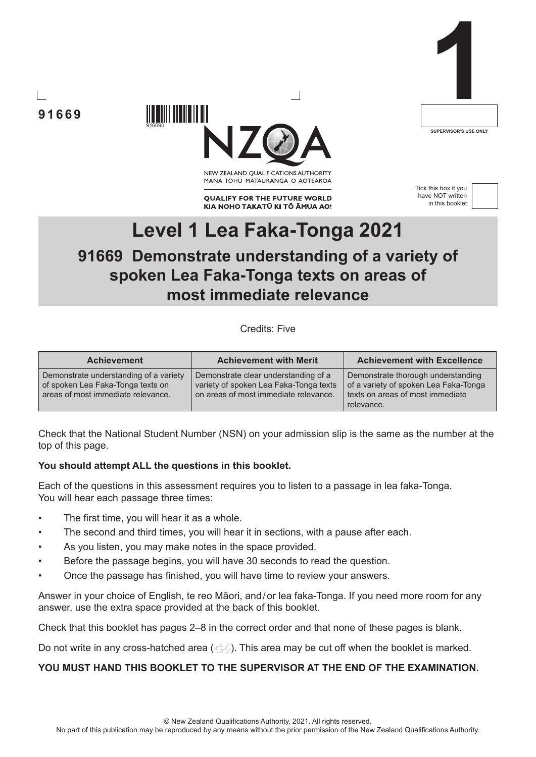91669

NEW ZEALAND QUALIFICATIONS AUTHORITY
MANA TOHU MĀTAURANGA O AOTEAROA

QUALIFY FOR THE FUTURE WORLD
KIA NOHO TAKATŪ KI TŌ ĀMUA AO!

1

SUPERVISOR'S USE ONLY

Tick this box if you have NOT written in this booklet

# Level 1 Lea Faka-Tonga 2021

## 91669 Demonstrate understanding of a variety of spoken Lea Faka-Tonga texts on areas of most immediate relevance

Credits: Five

| Achievement | Achievement with Merit | Achievement with Excellence |
|---|---|---|
| Demonstrate understanding of a variety of spoken Lea Faka-Tonga texts on areas of most immediate relevance. | Demonstrate clear understanding of a variety of spoken Lea Faka-Tonga texts on areas of most immediate relevance. | Demonstrate thorough understanding of a variety of spoken Lea Faka-Tonga texts on areas of most immediate relevance. |

Check that the National Student Number (NSN) on your admission slip is the same as the number at the top of this page.

**You should attempt ALL the questions in this booklet.**

Each of the questions in this assessment requires you to listen to a passage in lea faka-Tonga. You will hear each passage three times:

- The first time, you will hear it as a whole.
- The second and third times, you will hear it in sections, with a pause after each.
- As you listen, you may make notes in the space provided.
- Before the passage begins, you will have 30 seconds to read the question.
- Once the passage has finished, you will have time to review your answers.

Answer in your choice of English, te reo Māori, and / or lea faka-Tonga. If you need more room for any answer, use the extra space provided at the back of this booklet.

Check that this booklet has pages 2–8 in the correct order and that none of these pages is blank.

Do not write in any cross-hatched area. This area may be cut off when the booklet is marked.

**YOU MUST HAND THIS BOOKLET TO THE SUPERVISOR AT THE END OF THE EXAMINATION.**

© New Zealand Qualifications Authority, 2021. All rights reserved.
No part of this publication may be reproduced by any means without the prior permission of the New Zealand Qualifications Authority.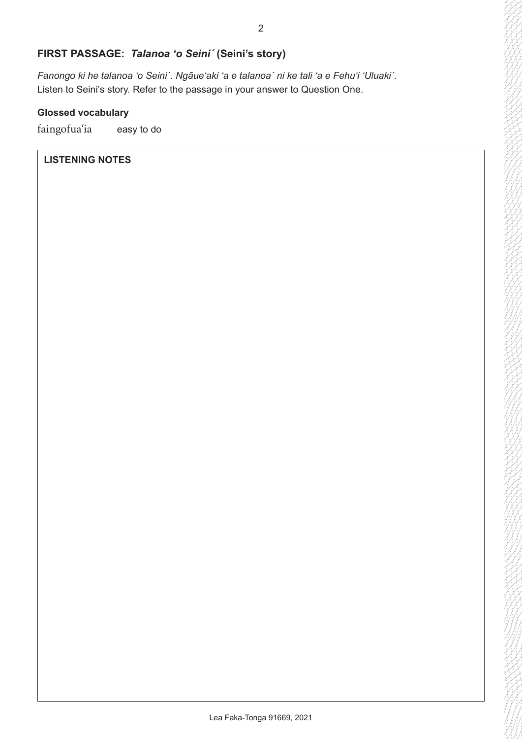## FIRST PASSAGE: *Talanoa ʻo Seini´* (Seini's story)

*Fanongo ki he talanoa ʻo Seini´. Ngāueʻaki ʻa e talanoa´ ni ke tali ʻa e Fehuʻi ʻUluaki´.*
Listen to Seini's story. Refer to the passage in your answer to Question One.

**Glossed vocabulary**

faingofuaʻia easy to do

**LISTENING NOTES**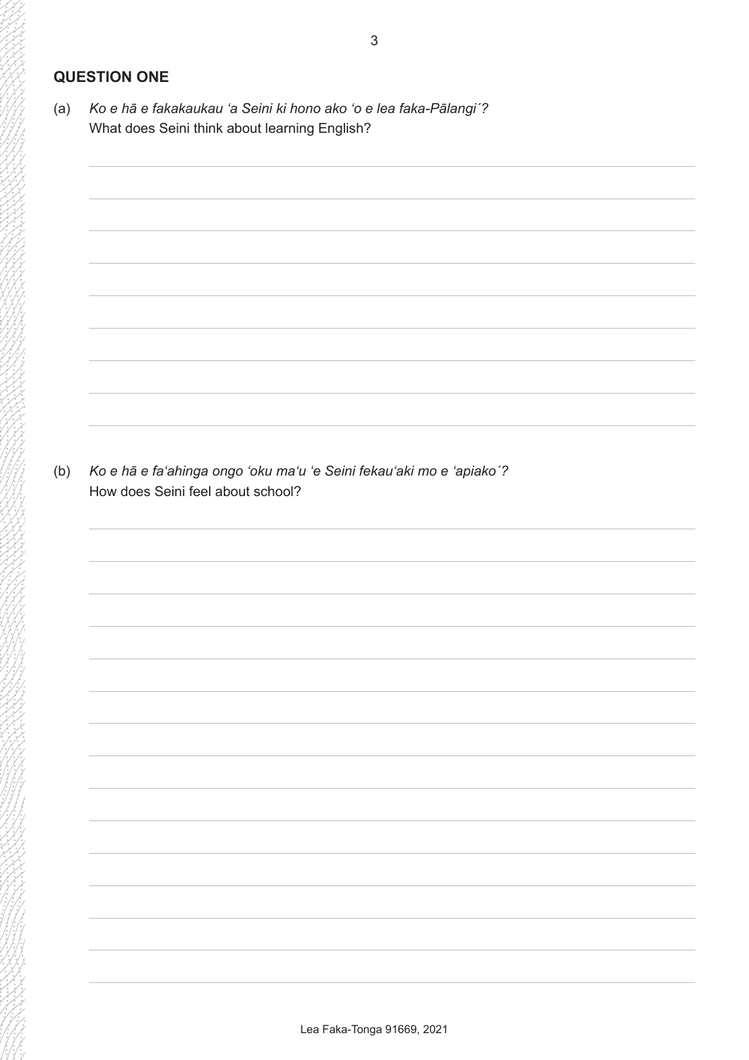## QUESTION ONE

(a) *Ko e hā e fakakaukau ‘a Seini ki hono ako ‘o e lea faka-Pālangi´?*
What does Seini think about learning English?

(b) *Ko e hā e fa‘ahinga ongo ‘oku ma‘u ‘e Seini fekau‘aki mo e ‘apiako´?*
How does Seini feel about school?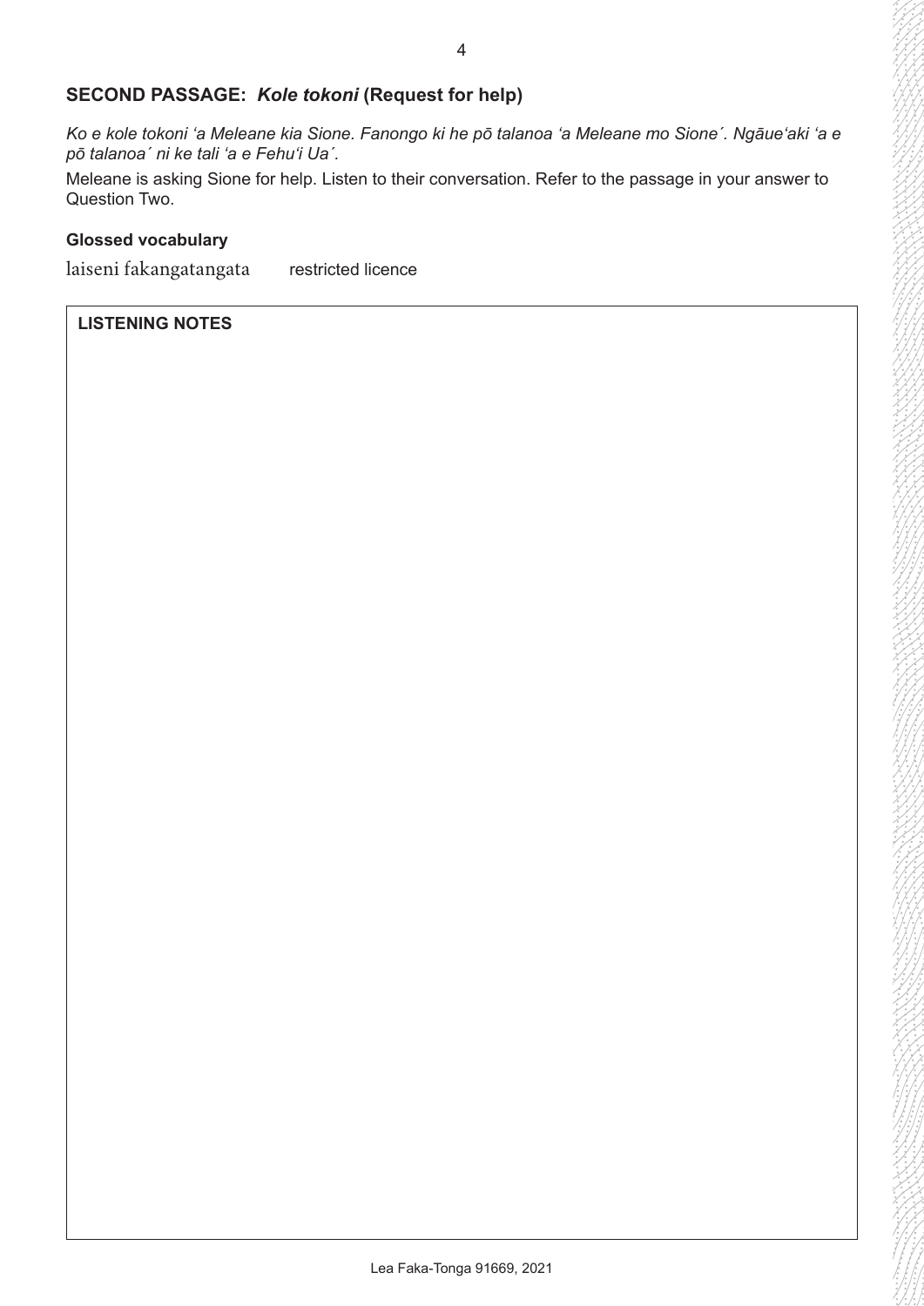## SECOND PASSAGE: *Kole tokoni* (Request for help)

*Ko e kole tokoni ʻa Meleane kia Sione. Fanongo ki he pō talanoa ʻa Meleane mo Sione´. Ngāueʻaki ʻa e pō talanoa´ ni ke tali ʻa e Fehuʻi Ua´.*

Meleane is asking Sione for help. Listen to their conversation. Refer to the passage in your answer to Question Two.

**Glossed vocabulary**

laiseni fakangatangata — restricted licence

**LISTENING NOTES**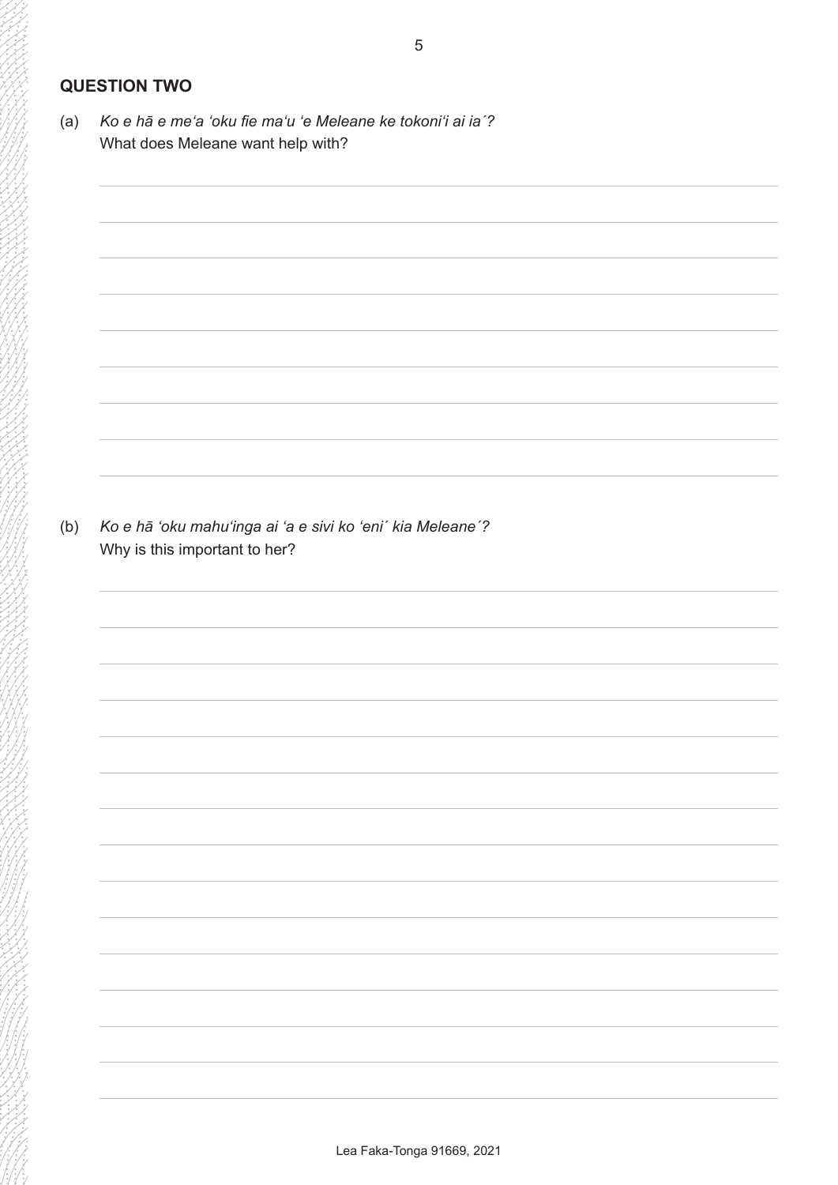## QUESTION TWO

(a) *Ko e hā e me‘a ‘oku fie ma‘u ‘e Meleane ke tokoni‘i ai ia´?*
What does Meleane want help with?

(b) *Ko e hā ‘oku mahu‘inga ai ‘a e sivi ko ‘eni´ kia Meleane´?*
Why is this important to her?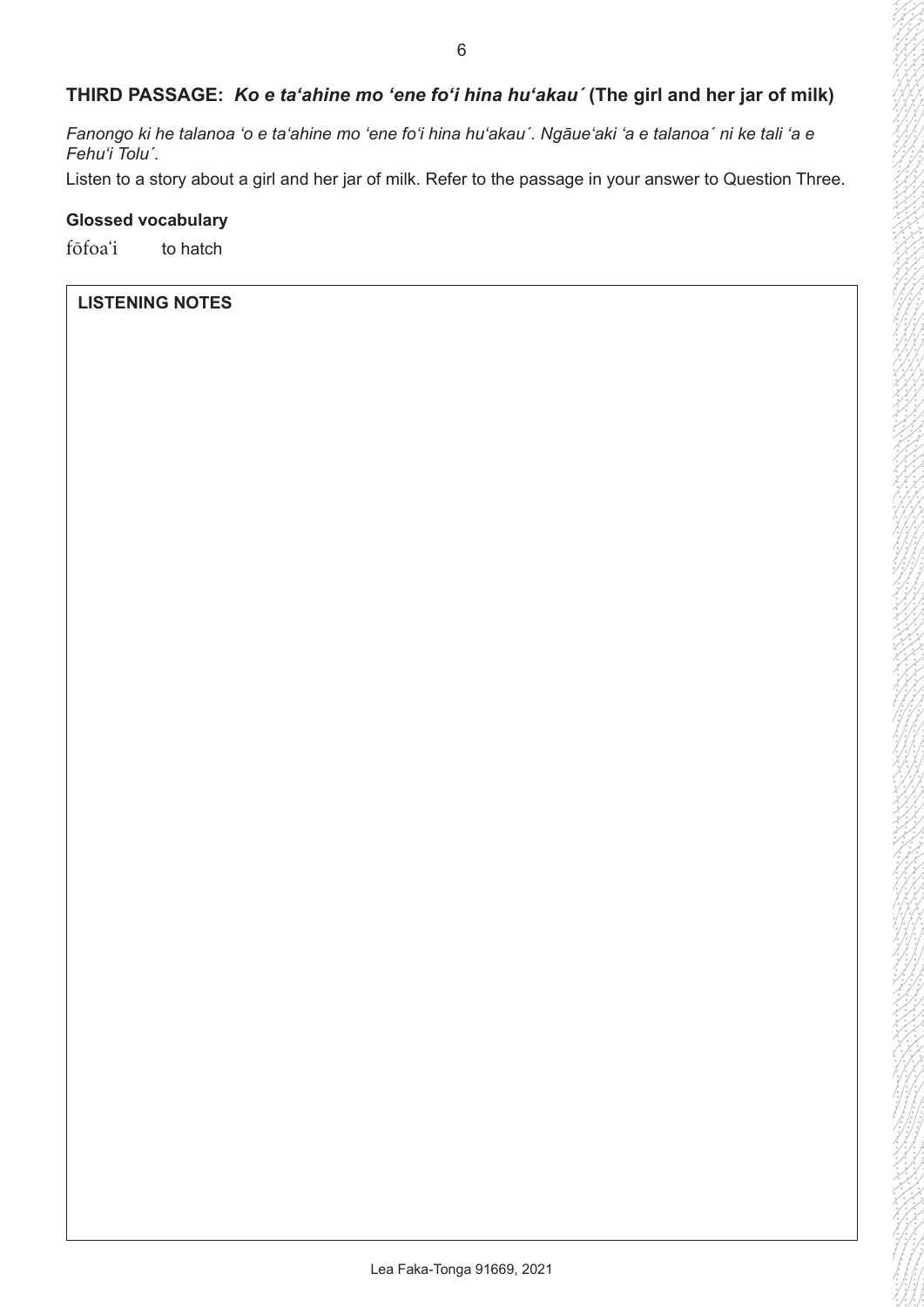## THIRD PASSAGE: *Ko e ta'ahine mo 'ene fo'i hina hu'akau´* (The girl and her jar of milk)

*Fanongo ki he talanoa 'o e ta'ahine mo 'ene fo'i hina hu'akau´. Ngāue'aki 'a e talanoa´ ni ke tali 'a e Fehu'i Tolu´.*

Listen to a story about a girl and her jar of milk. Refer to the passage in your answer to Question Three.

**Glossed vocabulary**

fōfoa'i  to hatch

**LISTENING NOTES**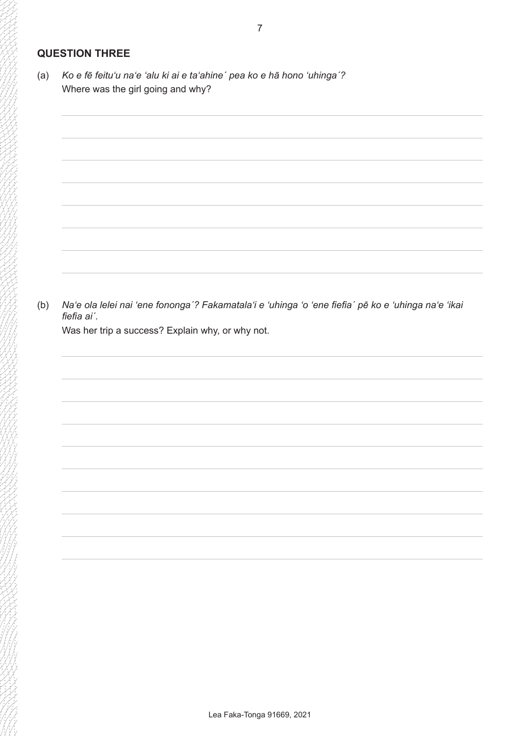## QUESTION THREE

(a) *Ko e fē feitu'u na'e 'alu ki ai e ta'ahine´ pea ko e hā hono 'uhinga´?*
Where was the girl going and why?

(b) *Na'e ola lelei nai 'ene fononga´? Fakamatala'i e 'uhinga 'o 'ene fiefia´ pē ko e 'uhinga na'e 'ikai fiefia ai´.*
Was her trip a success? Explain why, or why not.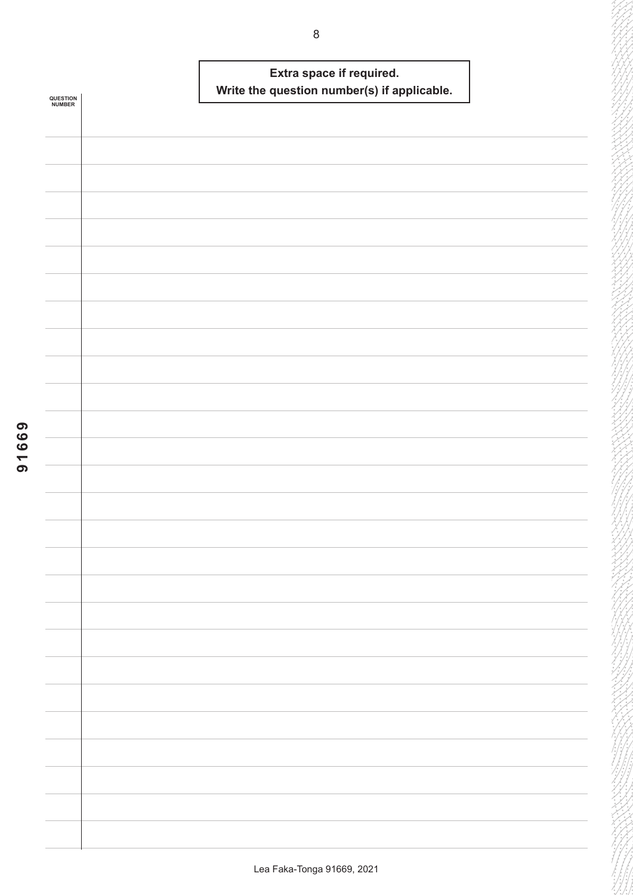**Extra space if required.**
**Write the question number(s) if applicable.**

QUESTION NUMBER